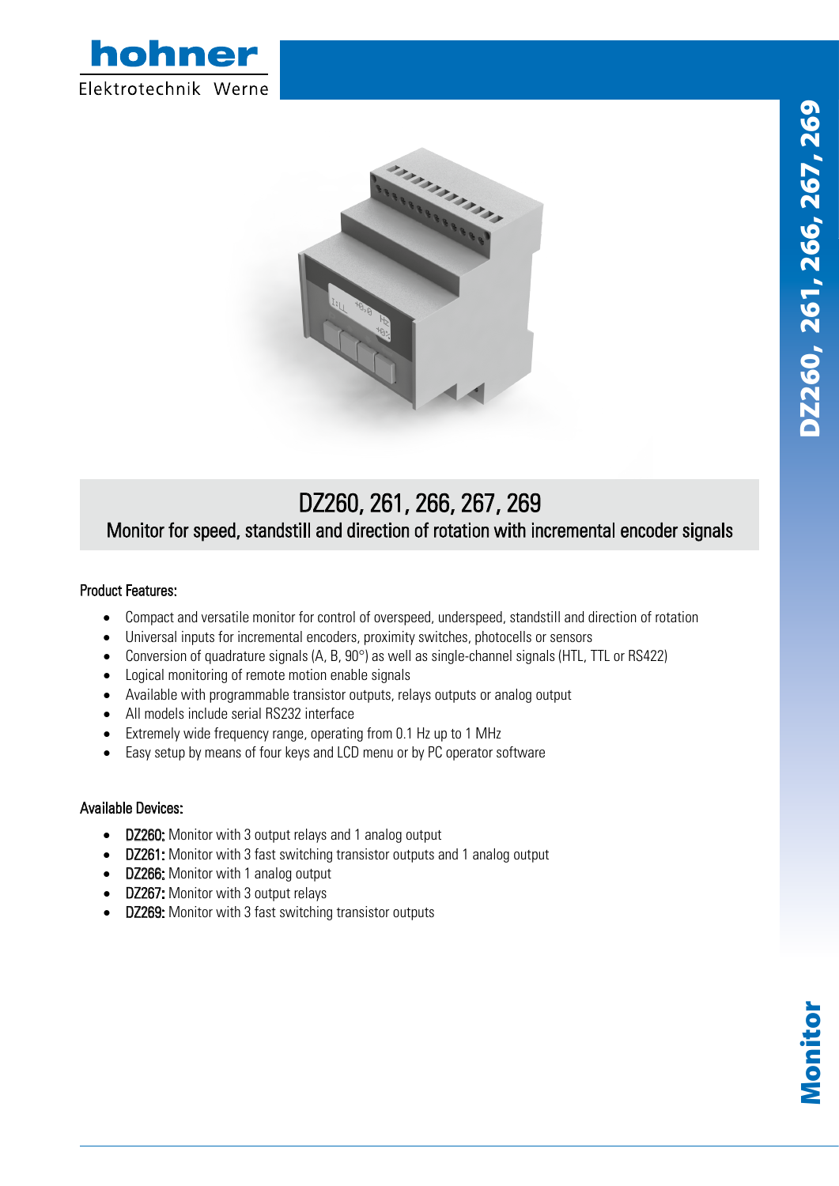hohner

Elektrotechnik Werne

DZ260, 261, 266, 267, 269

# DZ260, 261, 266, 267, 269

## Monitor for speed, standstill and direction of rotation with incremental encoder signals

### Product Features:

- Compact and versatile monitor for control of overspeed, underspeed, standstill and direction of rotation
- Universal inputs for incremental encoders, proximity switches, photocells or sensors
- Conversion of quadrature signals (A, B, 90°) as well as single-channel signals (HTL, TTL or RS422)
- Logical monitoring of remote motion enable signals
- Available with programmable transistor outputs, relays outputs or analog output
- All models include serial RS232 interface
- Extremely wide frequency range, operating from 0.1 Hz up to 1 MHz
- Easy setup by means of four keys and LCD menu or by PC operator software

### Available Devices:

- **DZ260:** Monitor with 3 output relays and 1 analog output
- **DZ261:** Monitor with 3 fast switching transistor outputs and 1 analog output
- **DZ266:** Monitor with 1 analog output
- **DZ267:** Monitor with 3 output relays
- **DZ269:** Monitor with 3 fast switching transistor outputs

Monitor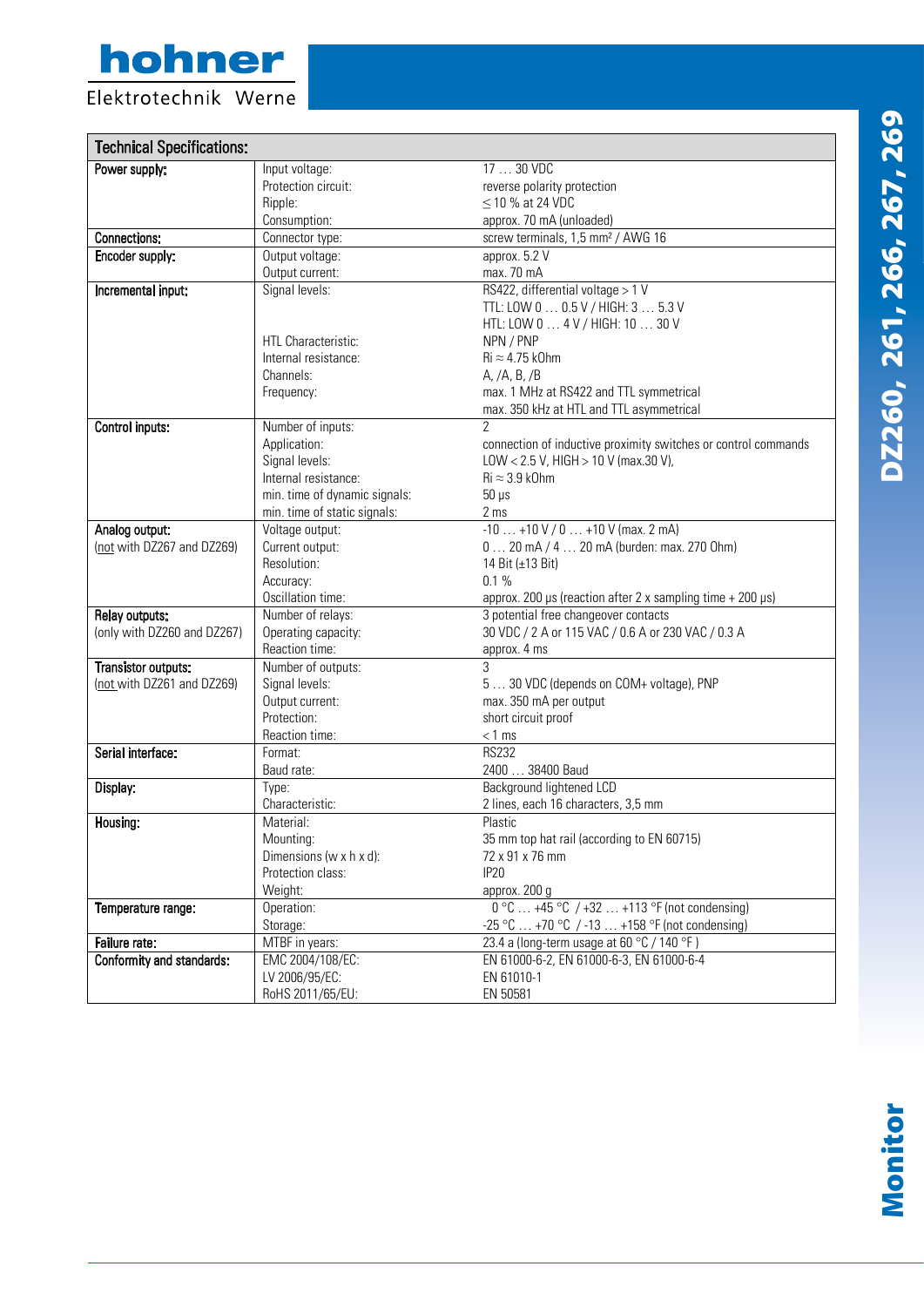| Technical Specifications: | | |
|---|---|---|
| **Power supply:** | Input voltage: | 17 … 30 VDC |
| | Protection circuit: | reverse polarity protection |
| | Ripple: | ≤ 10 % at 24 VDC |
| | Consumption: | approx. 70 mA (unloaded) |
| **Connections:** | Connector type: | screw terminals, 1,5 mm² / AWG 16 |
| **Encoder supply:** | Output voltage: | approx. 5.2 V |
| | Output current: | max. 70 mA |
| **Incremental input:** | Signal levels: | RS422, differential voltage > 1 V |
| | | TTL: LOW 0 … 0.5 V / HIGH: 3 … 5.3 V |
| | | HTL: LOW 0 … 4 V / HIGH: 10 … 30 V |
| | HTL Characteristic: | NPN / PNP |
| | Internal resistance: | Ri ≈ 4.75 kOhm |
| | Channels: | A, /A, B, /B |
| | Frequency: | max. 1 MHz at RS422 and TTL symmetrical |
| | | max. 350 kHz at HTL and TTL asymmetrical |
| **Control inputs:** | Number of inputs: | 2 |
| | Application: | connection of inductive proximity switches or control commands |
| | Signal levels: | LOW < 2.5 V, HIGH > 10 V (max.30 V), |
| | Internal resistance: | Ri ≈ 3.9 kOhm |
| | min. time of dynamic signals: | 50 µs |
| | min. time of static signals: | 2 ms |
| **Analog output:** (not with DZ267 and DZ269) | Voltage output: | -10 … +10 V / 0 … +10 V (max. 2 mA) |
| | Current output: | 0 … 20 mA / 4 … 20 mA (burden: max. 270 Ohm) |
| | Resolution: | 14 Bit (±13 Bit) |
| | Accuracy: | 0.1 % |
| | Oscillation time: | approx. 200 µs (reaction after 2 x sampling time + 200 µs) |
| **Relay outputs:** (only with DZ260 and DZ267) | Number of relays: | 3 potential free changeover contacts |
| | Operating capacity: | 30 VDC / 2 A or 115 VAC / 0.6 A or 230 VAC / 0.3 A |
| | Reaction time: | approx. 4 ms |
| **Transistor outputs:** (not with DZ261 and DZ269) | Number of outputs: | 3 |
| | Signal levels: | 5 … 30 VDC (depends on COM+ voltage), PNP |
| | Output current: | max. 350 mA per output |
| | Protection: | short circuit proof |
| | Reaction time: | < 1 ms |
| **Serial interface:** | Format: | RS232 |
| | Baud rate: | 2400 … 38400 Baud |
| **Display:** | Type: | Background lightened LCD |
| | Characteristic: | 2 lines, each 16 characters, 3,5 mm |
| **Housing:** | Material: | Plastic |
| | Mounting: | 35 mm top hat rail (according to EN 60715) |
| | Dimensions (w x h x d): | 72 x 91 x 76 mm |
| | Protection class: | IP20 |
| | Weight: | approx. 200 g |
| **Temperature range:** | Operation: | 0 °C … +45 °C / +32 … +113 °F (not condensing) |
| | Storage: | -25 °C … +70 °C / -13 … +158 °F (not condensing) |
| **Failure rate:** | MTBF in years: | 23.4 a (long-term usage at 60 °C / 140 °F ) |
| **Conformity and standards:** | EMC 2004/108/EC: | EN 61000-6-2, EN 61000-6-3, EN 61000-6-4 |
| | LV 2006/95/EC: | EN 61010-1 |
| | RoHS 2011/65/EU: | EN 50581 |